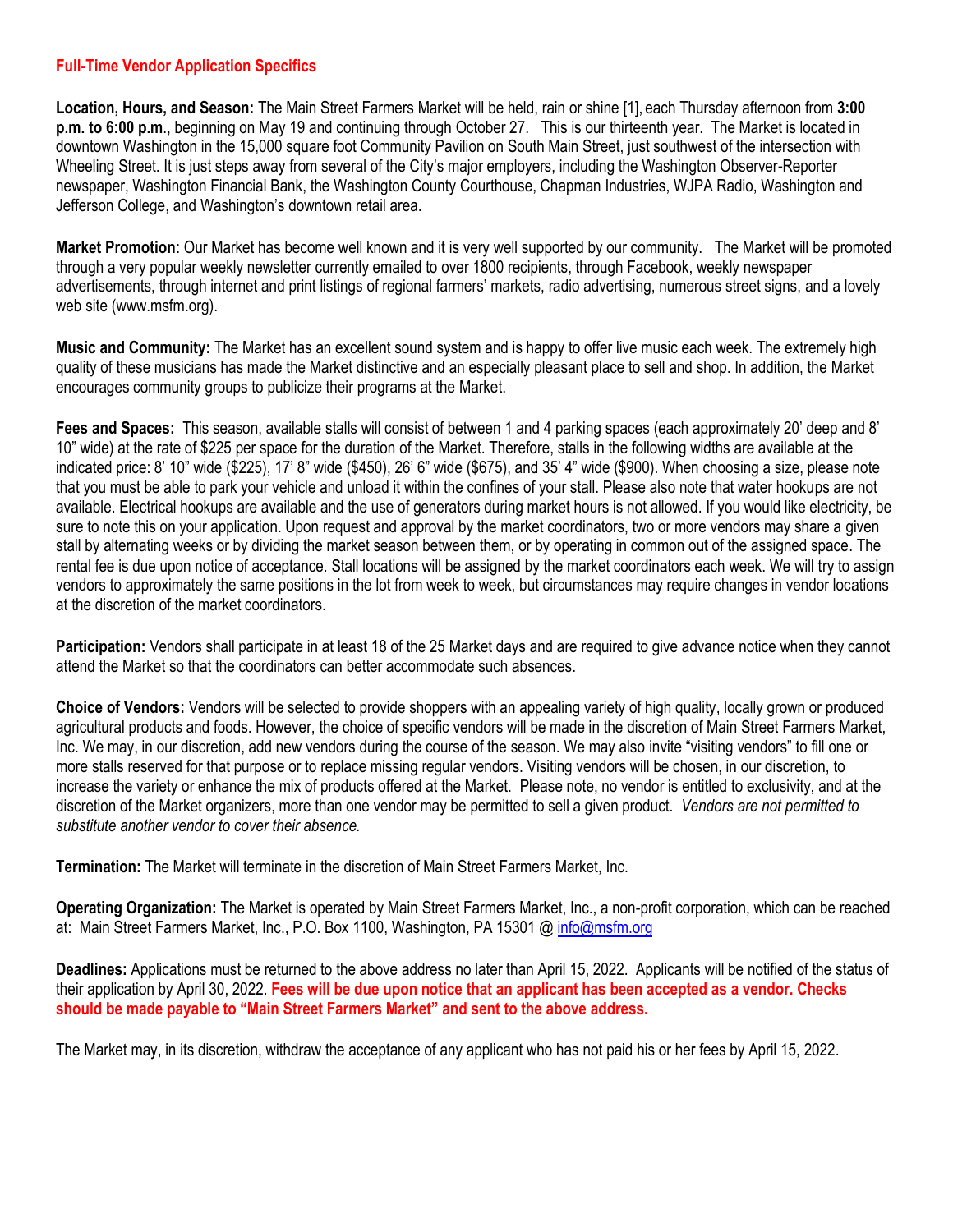## Full-Time Vendor Application Specifics

**Location, Hours, and Season:** The Main Street Farmers Market will be held, rain or shine [1], each Thursday afternoon from **3:00 p.m. to 6:00 p.m**., beginning on May 19 and continuing through October 27. This is our thirteenth year. The Market is located in downtown Washington in the 15,000 square foot Community Pavilion on South Main Street, just southwest of the intersection with Wheeling Street. It is just steps away from several of the City's major employers, including the Washington Observer-Reporter newspaper, Washington Financial Bank, the Washington County Courthouse, Chapman Industries, WJPA Radio, Washington and Jefferson College, and Washington's downtown retail area.

**Market Promotion:** Our Market has become well known and it is very well supported by our community. The Market will be promoted through a very popular weekly newsletter currently emailed to over 1800 recipients, through Facebook, weekly newspaper advertisements, through internet and print listings of regional farmers' markets, radio advertising, numerous street signs, and a lovely web site (www.msfm.org).

**Music and Community:** The Market has an excellent sound system and is happy to offer live music each week. The extremely high quality of these musicians has made the Market distinctive and an especially pleasant place to sell and shop. In addition, the Market encourages community groups to publicize their programs at the Market.

**Fees and Spaces:** This season, available stalls will consist of between 1 and 4 parking spaces (each approximately 20' deep and 8' 10" wide) at the rate of $225 per space for the duration of the Market. Therefore, stalls in the following widths are available at the indicated price: 8' 10" wide ($225), 17' 8" wide ($450), 26' 6" wide ($675), and 35' 4" wide ($900). When choosing a size, please note that you must be able to park your vehicle and unload it within the confines of your stall. Please also note that water hookups are not available. Electrical hookups are available and the use of generators during market hours is not allowed. If you would like electricity, be sure to note this on your application. Upon request and approval by the market coordinators, two or more vendors may share a given stall by alternating weeks or by dividing the market season between them, or by operating in common out of the assigned space. The rental fee is due upon notice of acceptance. Stall locations will be assigned by the market coordinators each week. We will try to assign vendors to approximately the same positions in the lot from week to week, but circumstances may require changes in vendor locations at the discretion of the market coordinators.

**Participation:** Vendors shall participate in at least 18 of the 25 Market days and are required to give advance notice when they cannot attend the Market so that the coordinators can better accommodate such absences.

**Choice of Vendors:** Vendors will be selected to provide shoppers with an appealing variety of high quality, locally grown or produced agricultural products and foods. However, the choice of specific vendors will be made in the discretion of Main Street Farmers Market, Inc. We may, in our discretion, add new vendors during the course of the season. We may also invite "visiting vendors" to fill one or more stalls reserved for that purpose or to replace missing regular vendors. Visiting vendors will be chosen, in our discretion, to increase the variety or enhance the mix of products offered at the Market. Please note, no vendor is entitled to exclusivity, and at the discretion of the Market organizers, more than one vendor may be permitted to sell a given product. *Vendors are not permitted to substitute another vendor to cover their absence.*

**Termination:** The Market will terminate in the discretion of Main Street Farmers Market, Inc.

**Operating Organization:** The Market is operated by Main Street Farmers Market, Inc., a non-profit corporation, which can be reached at: Main Street Farmers Market, Inc., P.O. Box 1100, Washington, PA 15301 @ info@msfm.org

**Deadlines:** Applications must be returned to the above address no later than April 15, 2022. Applicants will be notified of the status of their application by April 30, 2022. **Fees will be due upon notice that an applicant has been accepted as a vendor. Checks should be made payable to "Main Street Farmers Market" and sent to the above address.**

The Market may, in its discretion, withdraw the acceptance of any applicant who has not paid his or her fees by April 15, 2022.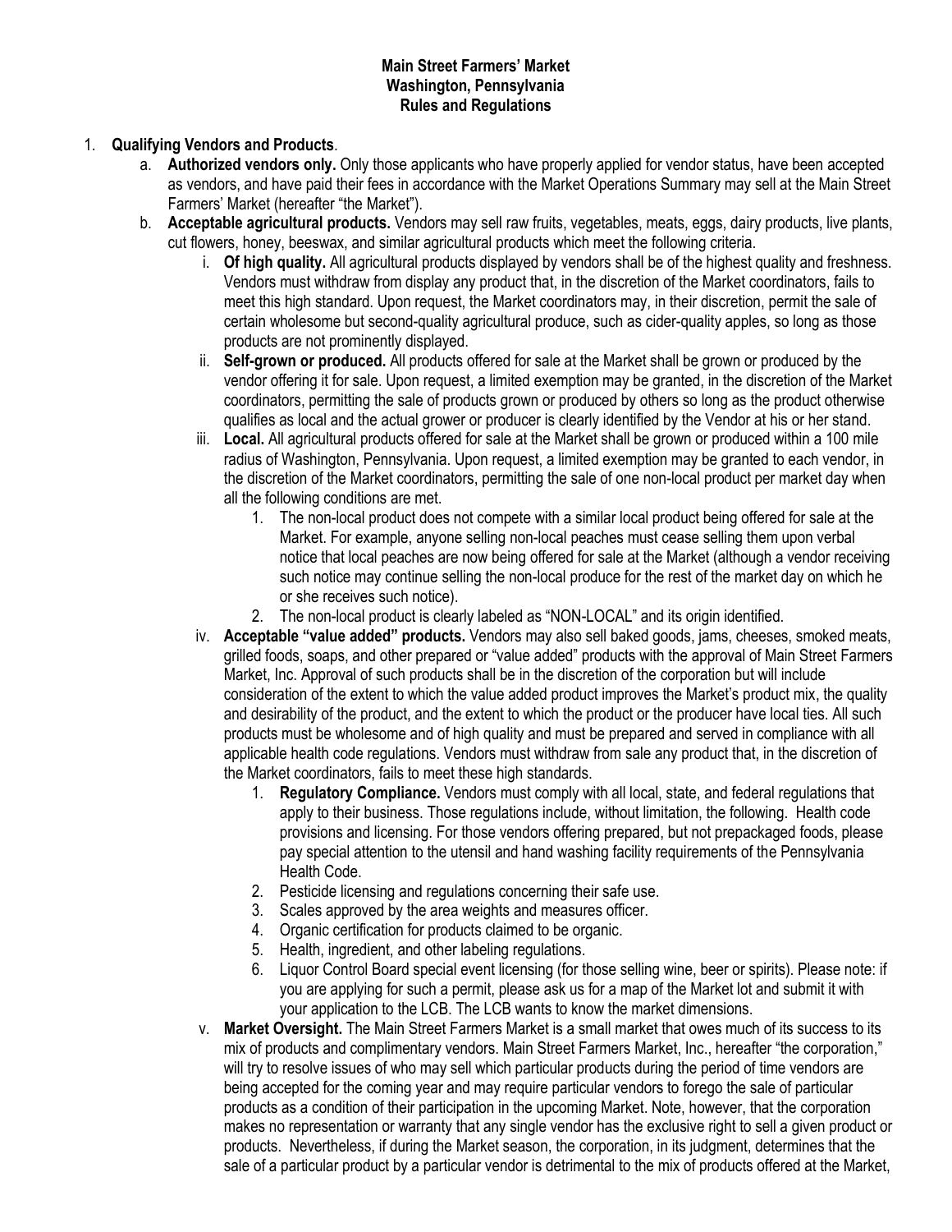**Main Street Farmers' Market**
**Washington, Pennsylvania**
**Rules and Regulations**

1. **Qualifying Vendors and Products**.
   a. **Authorized vendors only.** Only those applicants who have properly applied for vendor status, have been accepted as vendors, and have paid their fees in accordance with the Market Operations Summary may sell at the Main Street Farmers' Market (hereafter "the Market").
   b. **Acceptable agricultural products.** Vendors may sell raw fruits, vegetables, meats, eggs, dairy products, live plants, cut flowers, honey, beeswax, and similar agricultural products which meet the following criteria.
      i. **Of high quality.** All agricultural products displayed by vendors shall be of the highest quality and freshness. Vendors must withdraw from display any product that, in the discretion of the Market coordinators, fails to meet this high standard. Upon request, the Market coordinators may, in their discretion, permit the sale of certain wholesome but second-quality agricultural produce, such as cider-quality apples, so long as those products are not prominently displayed.
      ii. **Self-grown or produced.** All products offered for sale at the Market shall be grown or produced by the vendor offering it for sale. Upon request, a limited exemption may be granted, in the discretion of the Market coordinators, permitting the sale of products grown or produced by others so long as the product otherwise qualifies as local and the actual grower or producer is clearly identified by the Vendor at his or her stand.
      iii. **Local.** All agricultural products offered for sale at the Market shall be grown or produced within a 100 mile radius of Washington, Pennsylvania. Upon request, a limited exemption may be granted to each vendor, in the discretion of the Market coordinators, permitting the sale of one non-local product per market day when all the following conditions are met.
         1. The non-local product does not compete with a similar local product being offered for sale at the Market. For example, anyone selling non-local peaches must cease selling them upon verbal notice that local peaches are now being offered for sale at the Market (although a vendor receiving such notice may continue selling the non-local produce for the rest of the market day on which he or she receives such notice).
         2. The non-local product is clearly labeled as "NON-LOCAL" and its origin identified.
      iv. **Acceptable "value added" products.** Vendors may also sell baked goods, jams, cheeses, smoked meats, grilled foods, soaps, and other prepared or "value added" products with the approval of Main Street Farmers Market, Inc. Approval of such products shall be in the discretion of the corporation but will include consideration of the extent to which the value added product improves the Market's product mix, the quality and desirability of the product, and the extent to which the product or the producer have local ties. All such products must be wholesome and of high quality and must be prepared and served in compliance with all applicable health code regulations. Vendors must withdraw from sale any product that, in the discretion of the Market coordinators, fails to meet these high standards.
         1. **Regulatory Compliance.** Vendors must comply with all local, state, and federal regulations that apply to their business. Those regulations include, without limitation, the following. Health code provisions and licensing. For those vendors offering prepared, but not prepackaged foods, please pay special attention to the utensil and hand washing facility requirements of the Pennsylvania Health Code.
         2. Pesticide licensing and regulations concerning their safe use.
         3. Scales approved by the area weights and measures officer.
         4. Organic certification for products claimed to be organic.
         5. Health, ingredient, and other labeling regulations.
         6. Liquor Control Board special event licensing (for those selling wine, beer or spirits). Please note: if you are applying for such a permit, please ask us for a map of the Market lot and submit it with your application to the LCB. The LCB wants to know the market dimensions.
      v. **Market Oversight.** The Main Street Farmers Market is a small market that owes much of its success to its mix of products and complimentary vendors. Main Street Farmers Market, Inc., hereafter "the corporation," will try to resolve issues of who may sell which particular products during the period of time vendors are being accepted for the coming year and may require particular vendors to forego the sale of particular products as a condition of their participation in the upcoming Market. Note, however, that the corporation makes no representation or warranty that any single vendor has the exclusive right to sell a given product or products. Nevertheless, if during the Market season, the corporation, in its judgment, determines that the sale of a particular product by a particular vendor is detrimental to the mix of products offered at the Market,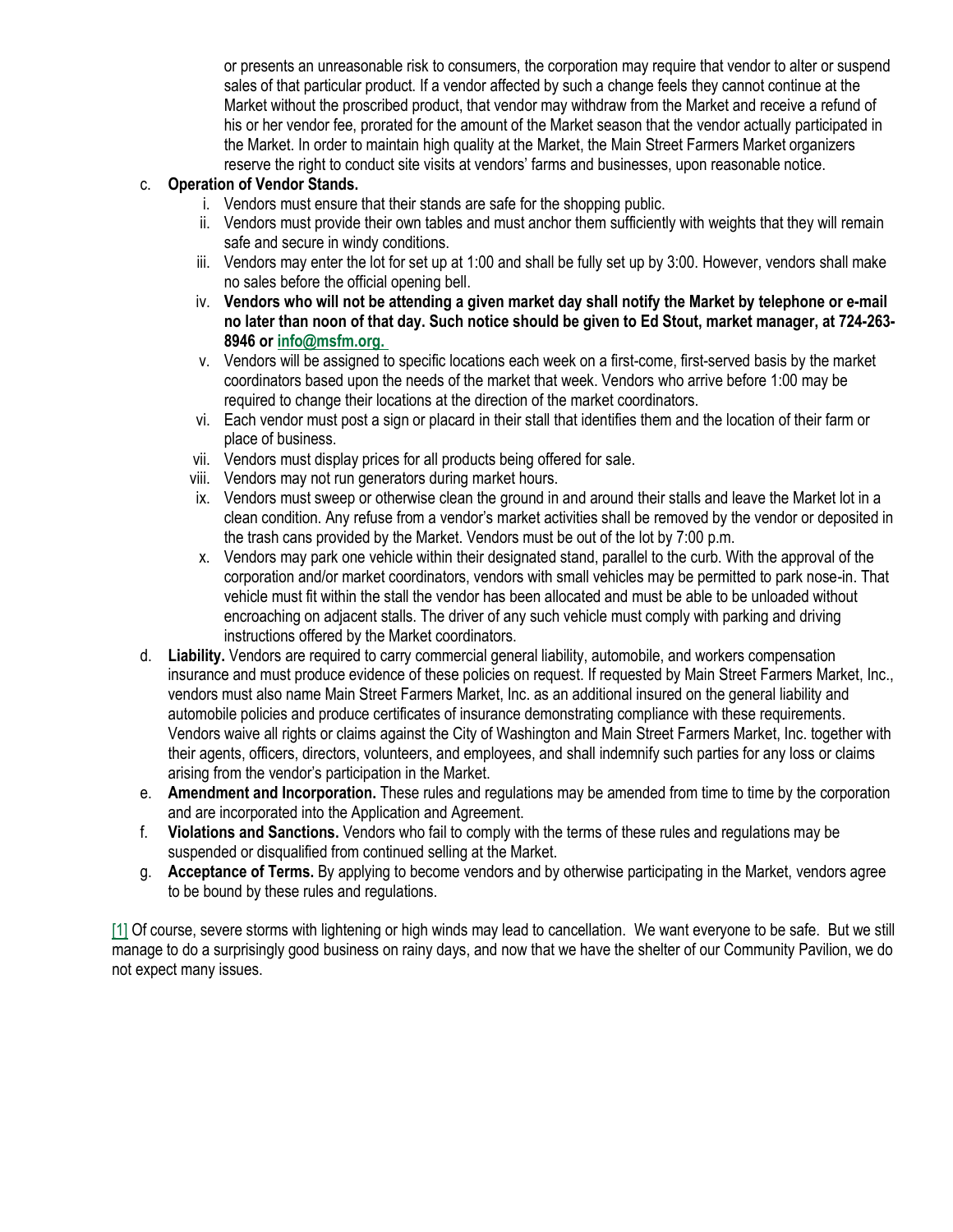or presents an unreasonable risk to consumers, the corporation may require that vendor to alter or suspend sales of that particular product. If a vendor affected by such a change feels they cannot continue at the Market without the proscribed product, that vendor may withdraw from the Market and receive a refund of his or her vendor fee, prorated for the amount of the Market season that the vendor actually participated in the Market. In order to maintain high quality at the Market, the Main Street Farmers Market organizers reserve the right to conduct site visits at vendors' farms and businesses, upon reasonable notice.

c. **Operation of Vendor Stands.**
   i. Vendors must ensure that their stands are safe for the shopping public.
   ii. Vendors must provide their own tables and must anchor them sufficiently with weights that they will remain safe and secure in windy conditions.
   iii. Vendors may enter the lot for set up at 1:00 and shall be fully set up by 3:00. However, vendors shall make no sales before the official opening bell.
   iv. **Vendors who will not be attending a given market day shall notify the Market by telephone or e-mail no later than noon of that day. Such notice should be given to Ed Stout, market manager, at 724-263-8946 or info@msfm.org.**
   v. Vendors will be assigned to specific locations each week on a first-come, first-served basis by the market coordinators based upon the needs of the market that week. Vendors who arrive before 1:00 may be required to change their locations at the direction of the market coordinators.
   vi. Each vendor must post a sign or placard in their stall that identifies them and the location of their farm or place of business.
   vii. Vendors must display prices for all products being offered for sale.
   viii. Vendors may not run generators during market hours.
   ix. Vendors must sweep or otherwise clean the ground in and around their stalls and leave the Market lot in a clean condition. Any refuse from a vendor's market activities shall be removed by the vendor or deposited in the trash cans provided by the Market. Vendors must be out of the lot by 7:00 p.m.
   x. Vendors may park one vehicle within their designated stand, parallel to the curb. With the approval of the corporation and/or market coordinators, vendors with small vehicles may be permitted to park nose-in. That vehicle must fit within the stall the vendor has been allocated and must be able to be unloaded without encroaching on adjacent stalls. The driver of any such vehicle must comply with parking and driving instructions offered by the Market coordinators.

d. **Liability.** Vendors are required to carry commercial general liability, automobile, and workers compensation insurance and must produce evidence of these policies on request. If requested by Main Street Farmers Market, Inc., vendors must also name Main Street Farmers Market, Inc. as an additional insured on the general liability and automobile policies and produce certificates of insurance demonstrating compliance with these requirements. Vendors waive all rights or claims against the City of Washington and Main Street Farmers Market, Inc. together with their agents, officers, directors, volunteers, and employees, and shall indemnify such parties for any loss or claims arising from the vendor's participation in the Market.

e. **Amendment and Incorporation.** These rules and regulations may be amended from time to time by the corporation and are incorporated into the Application and Agreement.

f. **Violations and Sanctions.** Vendors who fail to comply with the terms of these rules and regulations may be suspended or disqualified from continued selling at the Market.

g. **Acceptance of Terms.** By applying to become vendors and by otherwise participating in the Market, vendors agree to be bound by these rules and regulations.

[1] Of course, severe storms with lightening or high winds may lead to cancellation. We want everyone to be safe. But we still manage to do a surprisingly good business on rainy days, and now that we have the shelter of our Community Pavilion, we do not expect many issues.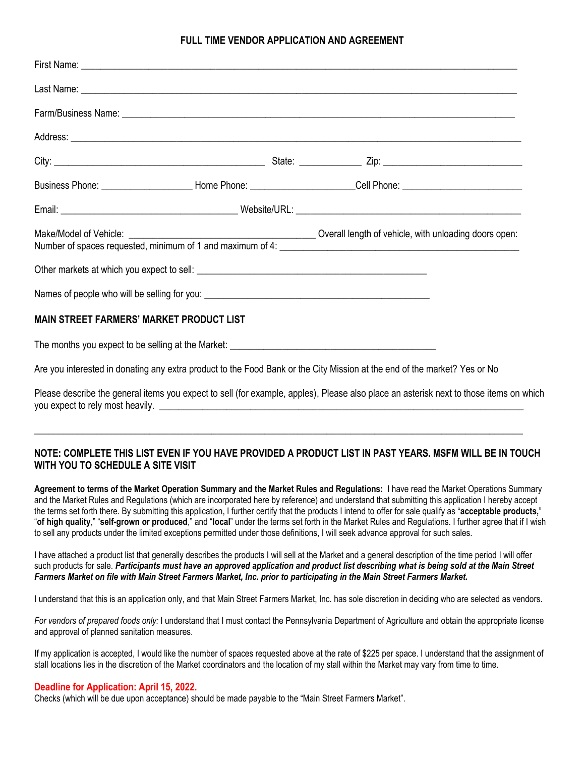## FULL TIME VENDOR APPLICATION AND AGREEMENT

First Name: ____________________________________________________________________________________

Last Name: ____________________________________________________________________________________

Farm/Business Name: ____________________________________________________________________________

Address: ______________________________________________________________________________________

City: ______________________________________ State: ____________ Zip: ___________________________

Business Phone: _________________ Home Phone: ___________________Cell Phone: ______________________

Email: _________________________________ Website/URL: ___________________________________________

Make/Model of Vehicle: ___________________________________ Overall length of vehicle, with unloading doors open:
Number of spaces requested, minimum of 1 and maximum of 4: _____________________________________________

Other markets at which you expect to sell: ___________________________________________

Names of people who will be selling for you: __________________________________________

### MAIN STREET FARMERS' MARKET PRODUCT LIST

The months you expect to be selling at the Market: ________________________________________

Are you interested in donating any extra product to the Food Bank or the City Mission at the end of the market? Yes or No

Please describe the general items you expect to sell (for example, apples), Please also place an asterisk next to those items on which you expect to rely most heavily. ________________________________________________________________________

__________________________________________________________________________________________

**NOTE: COMPLETE THIS LIST EVEN IF YOU HAVE PROVIDED A PRODUCT LIST IN PAST YEARS. MSFM WILL BE IN TOUCH WITH YOU TO SCHEDULE A SITE VISIT**

**Agreement to terms of the Market Operation Summary and the Market Rules and Regulations:** I have read the Market Operations Summary and the Market Rules and Regulations (which are incorporated here by reference) and understand that submitting this application I hereby accept the terms set forth there. By submitting this application, I further certify that the products I intend to offer for sale qualify as "**acceptable products,**" "**of high quality**," "**self-grown or produced**," and "**local**" under the terms set forth in the Market Rules and Regulations. I further agree that if I wish to sell any products under the limited exceptions permitted under those definitions, I will seek advance approval for such sales.

I have attached a product list that generally describes the products I will sell at the Market and a general description of the time period I will offer such products for sale. ***Participants must have an approved application and product list describing what is being sold at the Main Street Farmers Market on file with Main Street Farmers Market, Inc. prior to participating in the Main Street Farmers Market.***

I understand that this is an application only, and that Main Street Farmers Market, Inc. has sole discretion in deciding who are selected as vendors.

*For vendors of prepared foods only:* I understand that I must contact the Pennsylvania Department of Agriculture and obtain the appropriate license and approval of planned sanitation measures.

If my application is accepted, I would like the number of spaces requested above at the rate of $225 per space. I understand that the assignment of stall locations lies in the discretion of the Market coordinators and the location of my stall within the Market may vary from time to time.

**Deadline for Application: April 15, 2022.**
Checks (which will be due upon acceptance) should be made payable to the "Main Street Farmers Market".